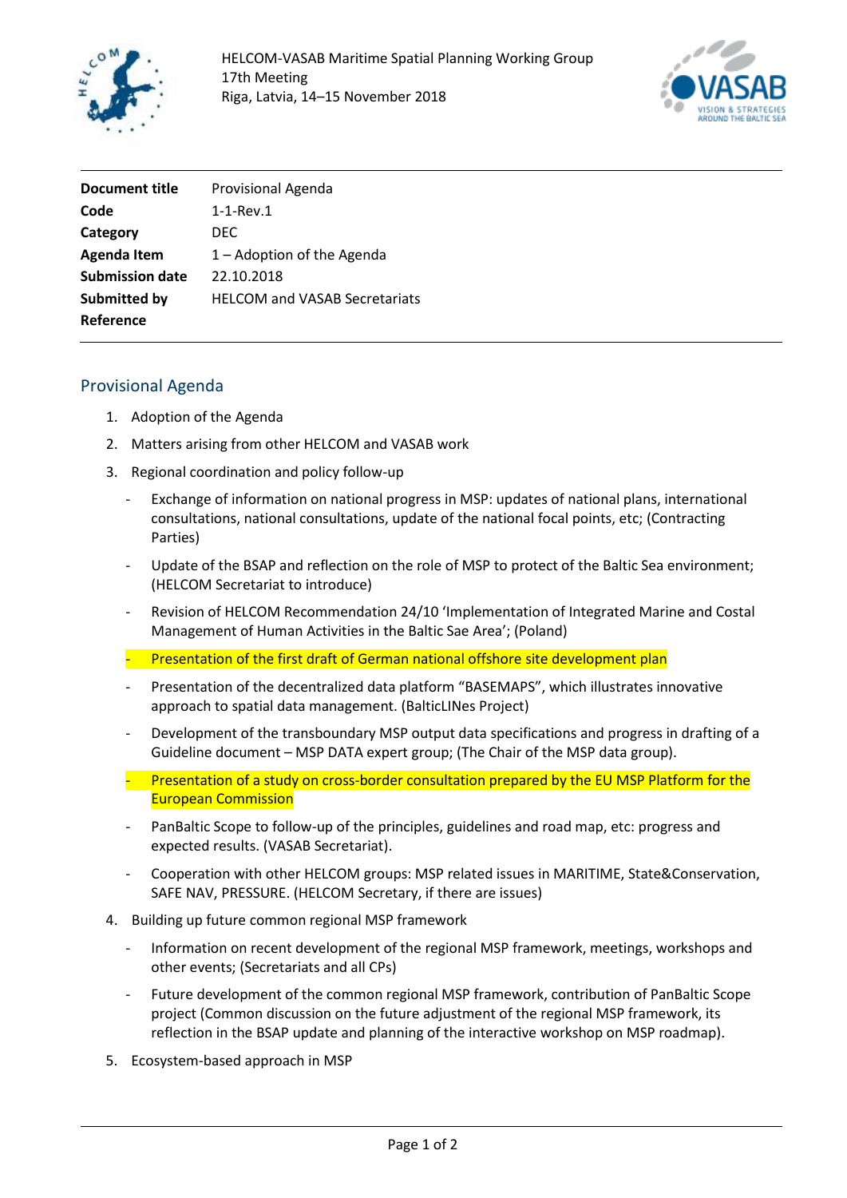HELCOM-VASAB Maritime Spatial Planning Working Group
17th Meeting
Riga, Latvia, 14–15 November 2018

| | |
|---|---|
| **Document title** | Provisional Agenda |
| **Code** | 1-1-Rev.1 |
| **Category** | DEC |
| **Agenda Item** | 1 – Adoption of the Agenda |
| **Submission date** | 22.10.2018 |
| **Submitted by** | HELCOM and VASAB Secretariats |
| **Reference** | |

## Provisional Agenda

1. Adoption of the Agenda
2. Matters arising from other HELCOM and VASAB work
3. Regional coordination and policy follow-up
   - Exchange of information on national progress in MSP: updates of national plans, international consultations, national consultations, update of the national focal points, etc; (Contracting Parties)
   - Update of the BSAP and reflection on the role of MSP to protect of the Baltic Sea environment; (HELCOM Secretariat to introduce)
   - Revision of HELCOM Recommendation 24/10 'Implementation of Integrated Marine and Costal Management of Human Activities in the Baltic Sae Area'; (Poland)
   - Presentation of the first draft of German national offshore site development plan
   - Presentation of the decentralized data platform "BASEMAPS", which illustrates innovative approach to spatial data management. (BalticLINes Project)
   - Development of the transboundary MSP output data specifications and progress in drafting of a Guideline document – MSP DATA expert group; (The Chair of the MSP data group).
   - Presentation of a study on cross-border consultation prepared by the EU MSP Platform for the European Commission
   - PanBaltic Scope to follow-up of the principles, guidelines and road map, etc: progress and expected results. (VASAB Secretariat).
   - Cooperation with other HELCOM groups: MSP related issues in MARITIME, State&Conservation, SAFE NAV, PRESSURE. (HELCOM Secretary, if there are issues)
4. Building up future common regional MSP framework
   - Information on recent development of the regional MSP framework, meetings, workshops and other events; (Secretariats and all CPs)
   - Future development of the common regional MSP framework, contribution of PanBaltic Scope project (Common discussion on the future adjustment of the regional MSP framework, its reflection in the BSAP update and planning of the interactive workshop on MSP roadmap).
5. Ecosystem-based approach in MSP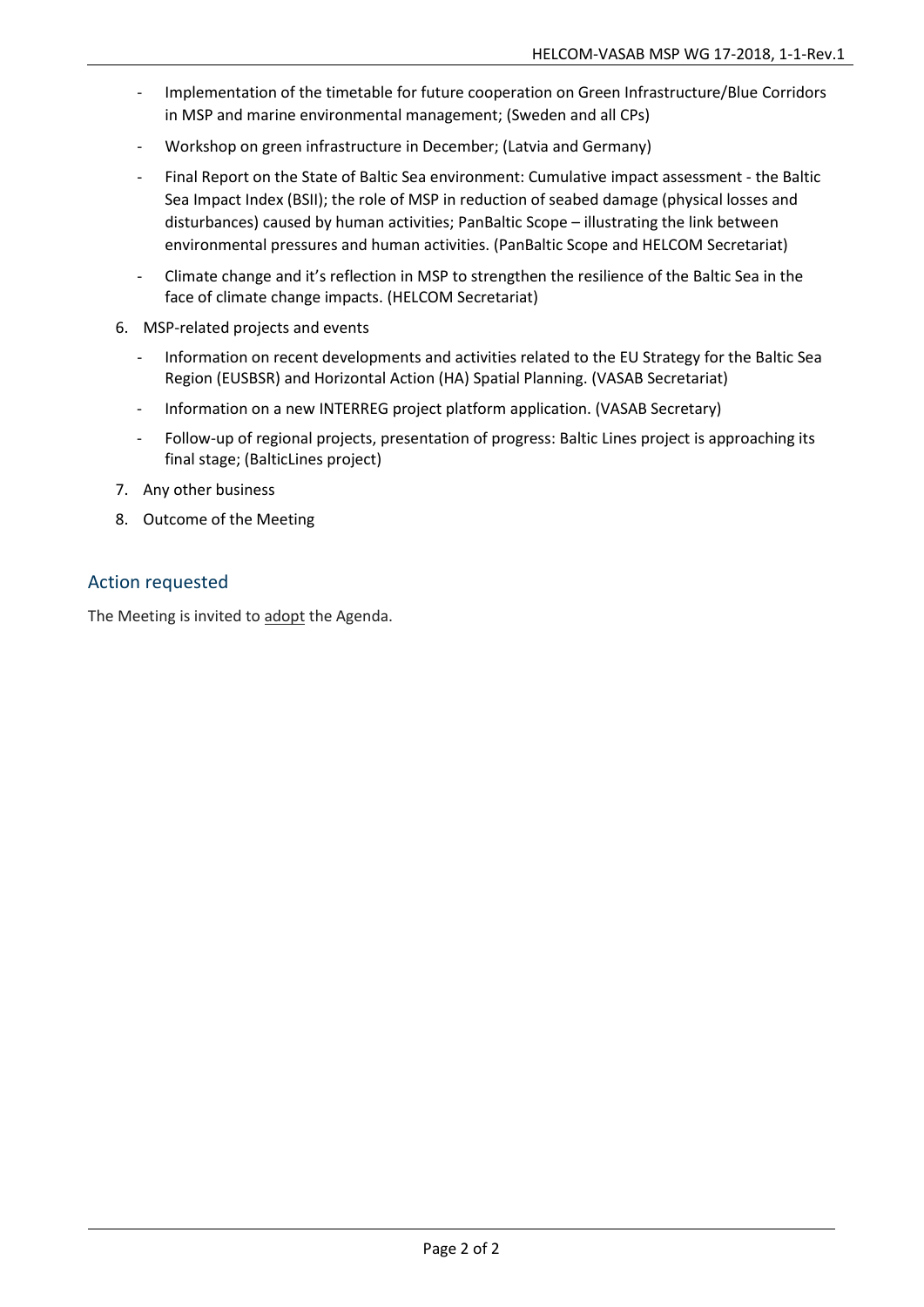- Implementation of the timetable for future cooperation on Green Infrastructure/Blue Corridors in MSP and marine environmental management; (Sweden and all CPs)
- Workshop on green infrastructure in December; (Latvia and Germany)
- Final Report on the State of Baltic Sea environment: Cumulative impact assessment - the Baltic Sea Impact Index (BSII); the role of MSP in reduction of seabed damage (physical losses and disturbances) caused by human activities; PanBaltic Scope – illustrating the link between environmental pressures and human activities. (PanBaltic Scope and HELCOM Secretariat)
- Climate change and it's reflection in MSP to strengthen the resilience of the Baltic Sea in the face of climate change impacts. (HELCOM Secretariat)

6. MSP-related projects and events
   - Information on recent developments and activities related to the EU Strategy for the Baltic Sea Region (EUSBSR) and Horizontal Action (HA) Spatial Planning. (VASAB Secretariat)
   - Information on a new INTERREG project platform application. (VASAB Secretary)
   - Follow-up of regional projects, presentation of progress: Baltic Lines project is approaching its final stage; (BalticLines project)
7. Any other business
8. Outcome of the Meeting

## Action requested

The Meeting is invited to adopt the Agenda.